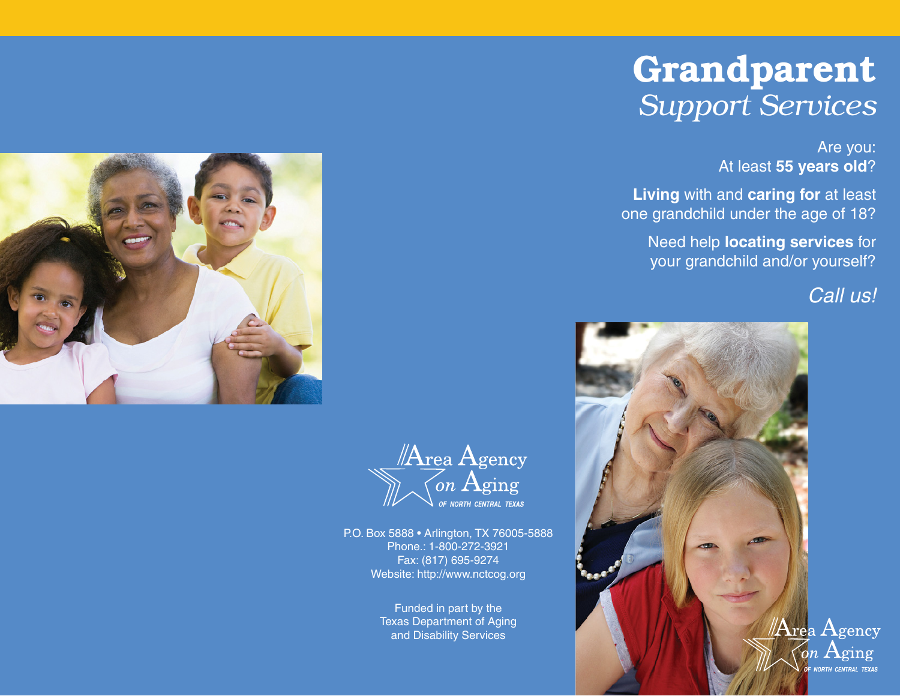# Grandparent *Support Services*

Are you:
At least **55 years old**?

**Living** with and **caring for** at least one grandchild under the age of 18?

Need help **locating services** for your grandchild and/or yourself?

*Call us!*

Area Agency on Aging
OF NORTH CENTRAL TEXAS

P.O. Box 5888 • Arlington, TX 76005-5888
Phone.: 1-800-272-3921
Fax: (817) 695-9274
Website: http://www.nctcog.org

Funded in part by the
Texas Department of Aging
and Disability Services

Area Agency on Aging
OF NORTH CENTRAL TEXAS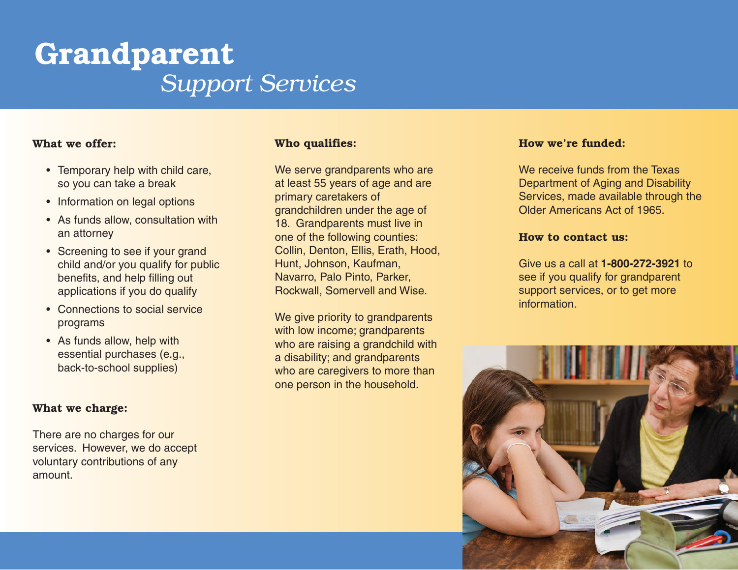# Grandparent *Support Services*

**What we offer:**

- Temporary help with child care, so you can take a break
- Information on legal options
- As funds allow, consultation with an attorney
- Screening to see if your grand child and/or you qualify for public benefits, and help filling out applications if you do qualify
- Connections to social service programs
- As funds allow, help with essential purchases (e.g., back-to-school supplies)

**What we charge:**

There are no charges for our services. However, we do accept voluntary contributions of any amount.

**Who qualifies:**

We serve grandparents who are at least 55 years of age and are primary caretakers of grandchildren under the age of 18. Grandparents must live in one of the following counties: Collin, Denton, Ellis, Erath, Hood, Hunt, Johnson, Kaufman, Navarro, Palo Pinto, Parker, Rockwall, Somervell and Wise.

We give priority to grandparents with low income; grandparents who are raising a grandchild with a disability; and grandparents who are caregivers to more than one person in the household.

**How we're funded:**

We receive funds from the Texas Department of Aging and Disability Services, made available through the Older Americans Act of 1965.

**How to contact us:**

Give us a call at **1-800-272-3921** to see if you qualify for grandparent support services, or to get more information.